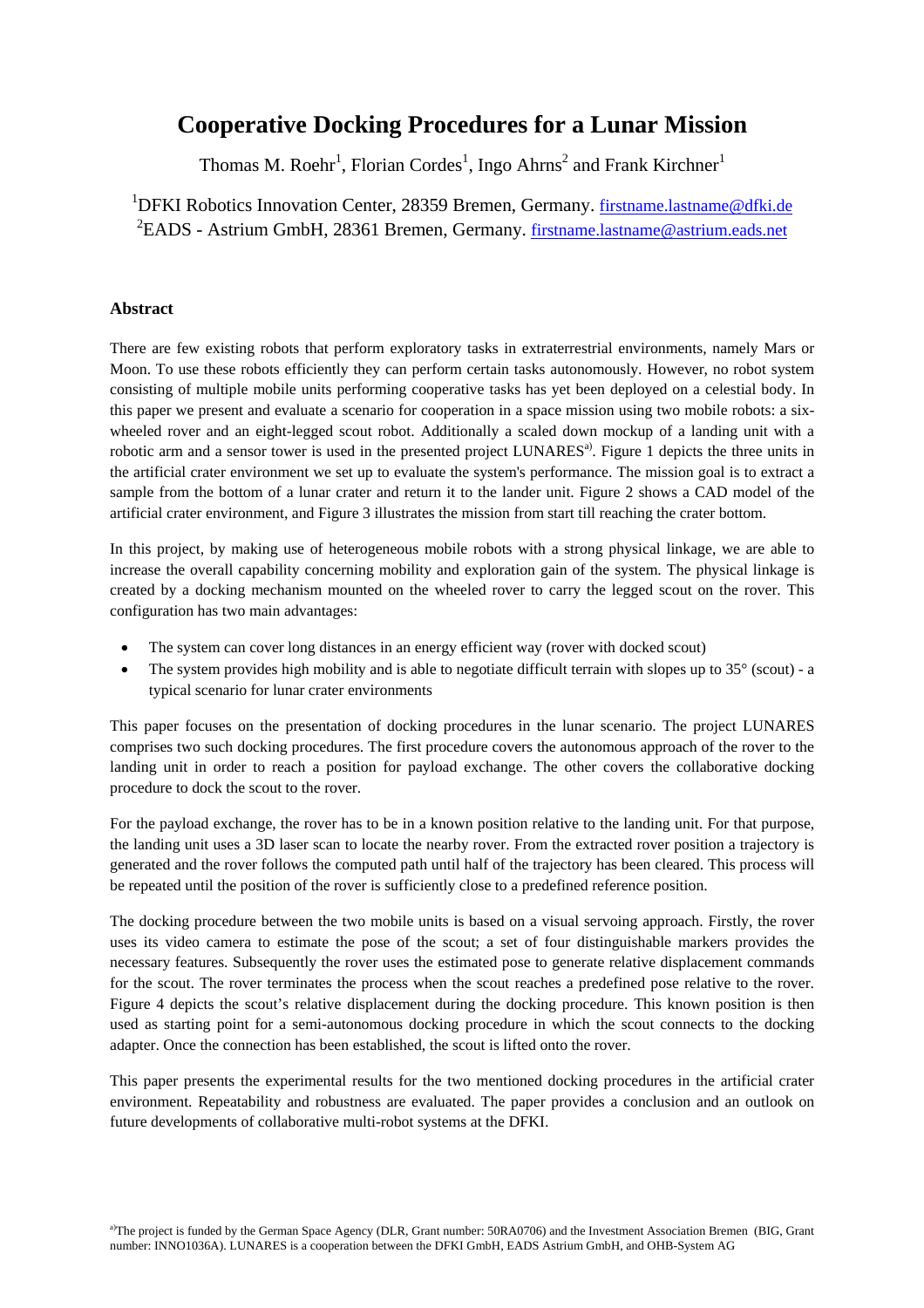# Cooperative Docking Procedures for a Lunar Mission

Thomas M. Roehr[1], Florian Cordes[1], Ingo Ahrns[2] and Frank Kirchner[1]

[1]DFKI Robotics Innovation Center, 28359 Bremen, Germany. firstname.lastname@dfki.de
[2]EADS - Astrium GmbH, 28361 Bremen, Germany. firstname.lastname@astrium.eads.net

### Abstract

There are few existing robots that perform exploratory tasks in extraterrestrial environments, namely Mars or Moon. To use these robots efficiently they can perform certain tasks autonomously. However, no robot system consisting of multiple mobile units performing cooperative tasks has yet been deployed on a celestial body. In this paper we present and evaluate a scenario for cooperation in a space mission using two mobile robots: a six-wheeled rover and an eight-legged scout robot. Additionally a scaled down mockup of a landing unit with a robotic arm and a sensor tower is used in the presented project LUNARES[a]. Figure 1 depicts the three units in the artificial crater environment we set up to evaluate the system's performance. The mission goal is to extract a sample from the bottom of a lunar crater and return it to the lander unit. Figure 2 shows a CAD model of the artificial crater environment, and Figure 3 illustrates the mission from start till reaching the crater bottom.

In this project, by making use of heterogeneous mobile robots with a strong physical linkage, we are able to increase the overall capability concerning mobility and exploration gain of the system. The physical linkage is created by a docking mechanism mounted on the wheeled rover to carry the legged scout on the rover. This configuration has two main advantages:

- The system can cover long distances in an energy efficient way (rover with docked scout)
- The system provides high mobility and is able to negotiate difficult terrain with slopes up to 35° (scout) - a typical scenario for lunar crater environments

This paper focuses on the presentation of docking procedures in the lunar scenario. The project LUNARES comprises two such docking procedures. The first procedure covers the autonomous approach of the rover to the landing unit in order to reach a position for payload exchange. The other covers the collaborative docking procedure to dock the scout to the rover.

For the payload exchange, the rover has to be in a known position relative to the landing unit. For that purpose, the landing unit uses a 3D laser scan to locate the nearby rover. From the extracted rover position a trajectory is generated and the rover follows the computed path until half of the trajectory has been cleared. This process will be repeated until the position of the rover is sufficiently close to a predefined reference position.

The docking procedure between the two mobile units is based on a visual servoing approach. Firstly, the rover uses its video camera to estimate the pose of the scout; a set of four distinguishable markers provides the necessary features. Subsequently the rover uses the estimated pose to generate relative displacement commands for the scout. The rover terminates the process when the scout reaches a predefined pose relative to the rover. Figure 4 depicts the scout's relative displacement during the docking procedure. This known position is then used as starting point for a semi-autonomous docking procedure in which the scout connects to the docking adapter. Once the connection has been established, the scout is lifted onto the rover.

This paper presents the experimental results for the two mentioned docking procedures in the artificial crater environment. Repeatability and robustness are evaluated. The paper provides a conclusion and an outlook on future developments of collaborative multi-robot systems at the DFKI.

[a]The project is funded by the German Space Agency (DLR, Grant number: 50RA0706) and the Investment Association Bremen (BIG, Grant number: INNO1036A). LUNARES is a cooperation between the DFKI GmbH, EADS Astrium GmbH, and OHB-System AG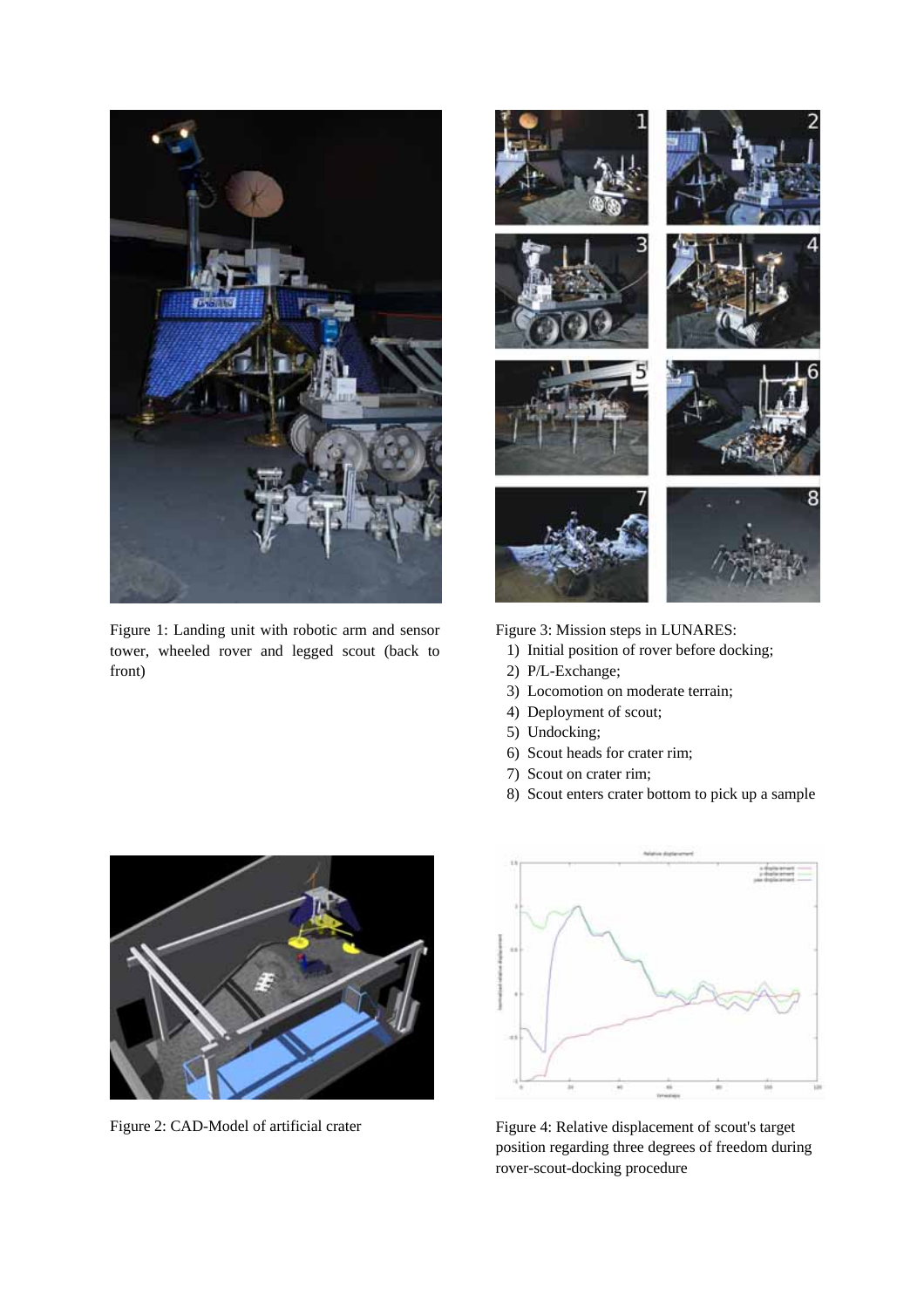Figure 1: Landing unit with robotic arm and sensor tower, wheeled rover and legged scout (back to front)

Figure 3: Mission steps in LUNARES:

1) Initial position of rover before docking;
2) P/L-Exchange;
3) Locomotion on moderate terrain;
4) Deployment of scout;
5) Undocking;
6) Scout heads for crater rim;
7) Scout on crater rim;
8) Scout enters crater bottom to pick up a sample

Figure 2: CAD-Model of artificial crater

Relative displacement

x-displacement
y-displacement
yaw displacement

1.5
1
0.5
0
-0.5
-1

0
20
40
60
80
100
120

timesteps

Normalized relative displacement

Figure 4: Relative displacement of scout's target position regarding three degrees of freedom during rover-scout-docking procedure